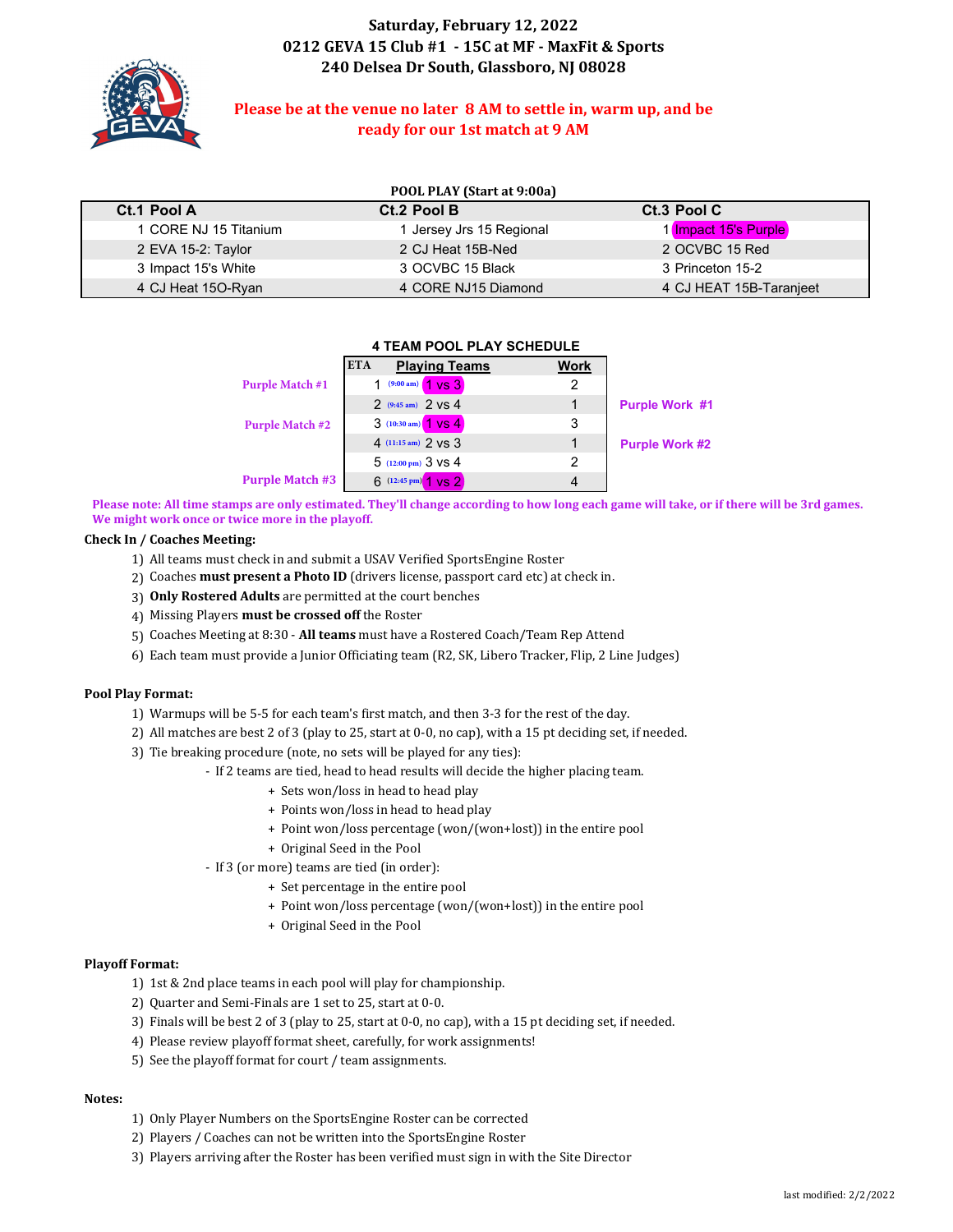**Saturday, February 12, 2022**
**0212 GEVA 15 Club #1 - 15C at MF - MaxFit & Sports**
**240 Delsea Dr South, Glassboro, NJ 08028**

**Please be at the venue no later 8 AM to settle in, warm up, and be ready for our 1st match at 9 AM**

**POOL PLAY (Start at 9:00a)**

| Ct.1 Pool A | Ct.2 Pool B | Ct.3 Pool C |
|---|---|---|
| 1 CORE NJ 15 Titanium | 1 Jersey Jrs 15 Regional | 1 Impact 15's Purple |
| 2 EVA 15-2: Taylor | 2 CJ Heat 15B-Ned | 2 OCVBC 15 Red |
| 3 Impact 15's White | 3 OCVBC 15 Black | 3 Princeton 15-2 |
| 4 CJ Heat 15O-Ryan | 4 CORE NJ15 Diamond | 4 CJ HEAT 15B-Taranjeet |

**4 TEAM POOL PLAY SCHEDULE**

| | ETA | Playing Teams | Work | |
|---|---|---|---|---|
| Purple Match #1 | 1 (9:00 am) | 1 vs 3 | 2 | |
| | 2 (9:45 am) | 2 vs 4 | 1 | Purple Work #1 |
| Purple Match #2 | 3 (10:30 am) | 1 vs 4 | 3 | |
| | 4 (11:15 am) | 2 vs 3 | 1 | Purple Work #2 |
| | 5 (12:00 pm) | 3 vs 4 | 2 | |
| Purple Match #3 | 6 (12:45 pm) | 1 vs 2 | 4 | |

**Please note: All time stamps are only estimated. They'll change according to how long each game will take, or if there will be 3rd games. We might work once or twice more in the playoff.**

**Check In / Coaches Meeting:**

1) All teams must check in and submit a USAV Verified SportsEngine Roster
2) Coaches **must present a Photo ID** (drivers license, passport card etc) at check in.
3) **Only Rostered Adults** are permitted at the court benches
4) Missing Players **must be crossed off** the Roster
5) Coaches Meeting at 8:30 - **All teams** must have a Rostered Coach/Team Rep Attend
6) Each team must provide a Junior Officiating team (R2, SK, Libero Tracker, Flip, 2 Line Judges)

**Pool Play Format:**

1) Warmups will be 5-5 for each team's first match, and then 3-3 for the rest of the day.
2) All matches are best 2 of 3 (play to 25, start at 0-0, no cap), with a 15 pt deciding set, if needed.
3) Tie breaking procedure (note, no sets will be played for any ties):
   - If 2 teams are tied, head to head results will decide the higher placing team.
     + Sets won/loss in head to head play
     + Points won/loss in head to head play
     + Point won/loss percentage (won/(won+lost)) in the entire pool
     + Original Seed in the Pool
   - If 3 (or more) teams are tied (in order):
     + Set percentage in the entire pool
     + Point won/loss percentage (won/(won+lost)) in the entire pool
     + Original Seed in the Pool

**Playoff Format:**

1) 1st & 2nd place teams in each pool will play for championship.
2) Quarter and Semi-Finals are 1 set to 25, start at 0-0.
3) Finals will be best 2 of 3 (play to 25, start at 0-0, no cap), with a 15 pt deciding set, if needed.
4) Please review playoff format sheet, carefully, for work assignments!
5) See the playoff format for court / team assignments.

**Notes:**

1) Only Player Numbers on the SportsEngine Roster can be corrected
2) Players / Coaches can not be written into the SportsEngine Roster
3) Players arriving after the Roster has been verified must sign in with the Site Director

last modified: 2/2/2022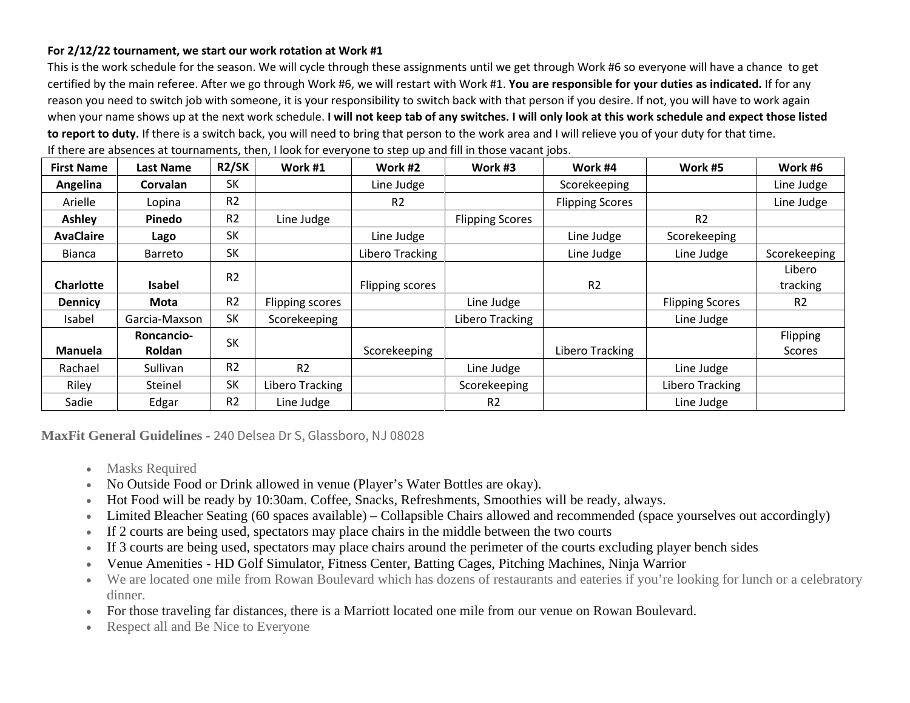**For 2/12/22 tournament, we start our work rotation at Work #1**

This is the work schedule for the season. We will cycle through these assignments until we get through Work #6 so everyone will have a chance to get certified by the main referee. After we go through Work #6, we will restart with Work #1. **You are responsible for your duties as indicated.** If for any reason you need to switch job with someone, it is your responsibility to switch back with that person if you desire. If not, you will have to work again when your name shows up at the next work schedule. **I will not keep tab of any switches. I will only look at this work schedule and expect those listed to report to duty.** If there is a switch back, you will need to bring that person to the work area and I will relieve you of your duty for that time.

If there are absences at tournaments, then, I look for everyone to step up and fill in those vacant jobs.

| First Name | Last Name | R2/SK | Work #1 | Work #2 | Work #3 | Work #4 | Work #5 | Work #6 |
|---|---|---|---|---|---|---|---|---|
| **Angelina** | **Corvalan** | SK | | Line Judge | | Scorekeeping | | Line Judge |
| Arielle | Lopina | R2 | | R2 | | Flipping Scores | | Line Judge |
| **Ashley** | **Pinedo** | R2 | Line Judge | | Flipping Scores | | R2 | |
| **AvaClaire** | **Lago** | SK | | Line Judge | | Line Judge | Scorekeeping | |
| Bianca | Barreto | SK | | Libero Tracking | | Line Judge | Line Judge | Scorekeeping |
| **Charlotte** | **Isabel** | R2 | | Flipping scores | | R2 | | Libero tracking |
| **Dennicy** | **Mota** | R2 | Flipping scores | | Line Judge | | Flipping Scores | R2 |
| Isabel | Garcia-Maxson | SK | Scorekeeping | | Libero Tracking | | Line Judge | |
| **Manuela** | **Roncancio-Roldan** | SK | | Scorekeeping | | Libero Tracking | | Flipping Scores |
| Rachael | Sullivan | R2 | R2 | | Line Judge | | Line Judge | |
| Riley | Steinel | SK | Libero Tracking | | Scorekeeping | | Libero Tracking | |
| Sadie | Edgar | R2 | Line Judge | | R2 | | Line Judge | |

**MaxFit General Guidelines -** 240 Delsea Dr S, Glassboro, NJ 08028

- Masks Required
- No Outside Food or Drink allowed in venue (Player's Water Bottles are okay).
- Hot Food will be ready by 10:30am. Coffee, Snacks, Refreshments, Smoothies will be ready, always.
- Limited Bleacher Seating (60 spaces available) – Collapsible Chairs allowed and recommended (space yourselves out accordingly)
- If 2 courts are being used, spectators may place chairs in the middle between the two courts
- If 3 courts are being used, spectators may place chairs around the perimeter of the courts excluding player bench sides
- Venue Amenities - HD Golf Simulator, Fitness Center, Batting Cages, Pitching Machines, Ninja Warrior
- We are located one mile from Rowan Boulevard which has dozens of restaurants and eateries if you're looking for lunch or a celebratory dinner.
- For those traveling far distances, there is a Marriott located one mile from our venue on Rowan Boulevard.
- Respect all and Be Nice to Everyone